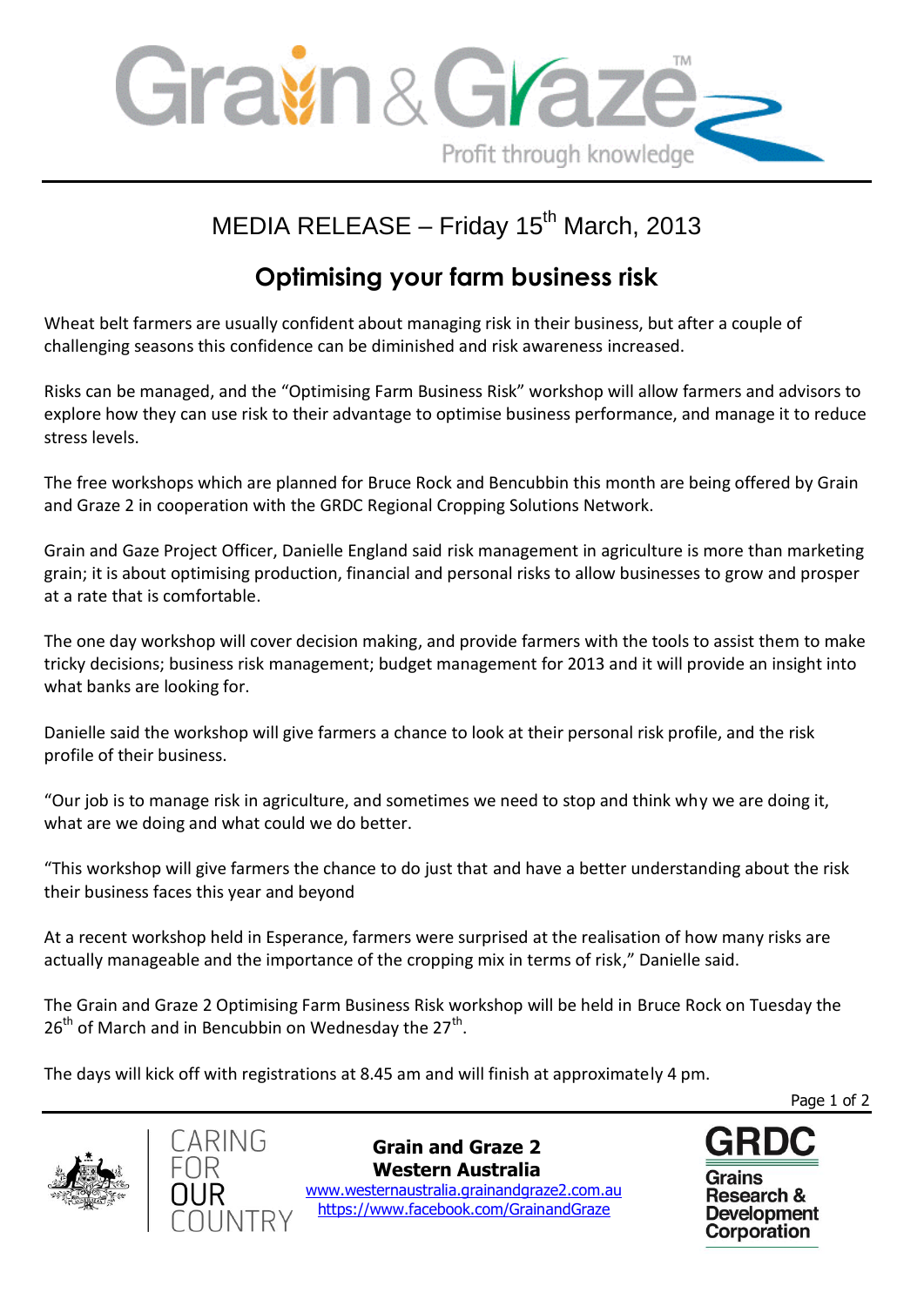# MEDIA RELEASE – Friday 15th March, 2013

## Optimising your farm business risk

Wheat belt farmers are usually confident about managing risk in their business, but after a couple of challenging seasons this confidence can be diminished and risk awareness increased.

Risks can be managed, and the "Optimising Farm Business Risk" workshop will allow farmers and advisors to explore how they can use risk to their advantage to optimise business performance, and manage it to reduce stress levels.

The free workshops which are planned for Bruce Rock and Bencubbin this month are being offered by Grain and Graze 2 in cooperation with the GRDC Regional Cropping Solutions Network.

Grain and Gaze Project Officer, Danielle England said risk management in agriculture is more than marketing grain; it is about optimising production, financial and personal risks to allow businesses to grow and prosper at a rate that is comfortable.

The one day workshop will cover decision making, and provide farmers with the tools to assist them to make tricky decisions; business risk management; budget management for 2013 and it will provide an insight into what banks are looking for.

Danielle said the workshop will give farmers a chance to look at their personal risk profile, and the risk profile of their business.

"Our job is to manage risk in agriculture, and sometimes we need to stop and think why we are doing it, what are we doing and what could we do better.

"This workshop will give farmers the chance to do just that and have a better understanding about the risk their business faces this year and beyond

At a recent workshop held in Esperance, farmers were surprised at the realisation of how many risks are actually manageable and the importance of the cropping mix in terms of risk," Danielle said.

The Grain and Graze 2 Optimising Farm Business Risk workshop will be held in Bruce Rock on Tuesday the 26th of March and in Bencubbin on Wednesday the 27th.

The days will kick off with registrations at 8.45 am and will finish at approximately 4 pm.

**Grain and Graze 2**
**Western Australia**
www.westernaustralia.grainandgraze2.com.au
https://www.facebook.com/GrainandGraze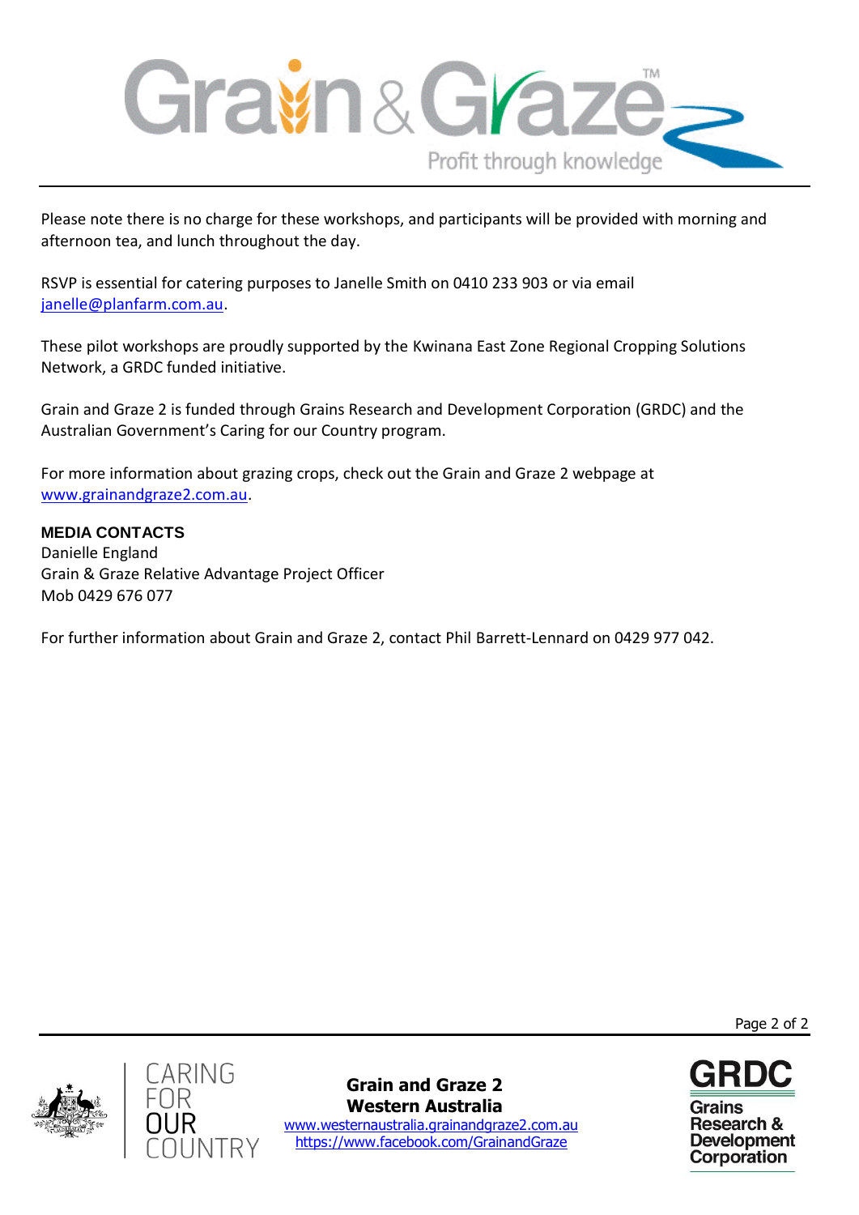Please note there is no charge for these workshops, and participants will be provided with morning and afternoon tea, and lunch throughout the day.

RSVP is essential for catering purposes to Janelle Smith on 0410 233 903 or via email janelle@planfarm.com.au.

These pilot workshops are proudly supported by the Kwinana East Zone Regional Cropping Solutions Network, a GRDC funded initiative.

Grain and Graze 2 is funded through Grains Research and Development Corporation (GRDC) and the Australian Government's Caring for our Country program.

For more information about grazing crops, check out the Grain and Graze 2 webpage at www.grainandgraze2.com.au.

**MEDIA CONTACTS**

Danielle England  
Grain & Graze Relative Advantage Project Officer  
Mob 0429 676 077

For further information about Grain and Graze 2, contact Phil Barrett-Lennard on 0429 977 042.

**Grain and Graze 2**  
**Western Australia**  
www.westernaustralia.grainandgraze2.com.au  
https://www.facebook.com/GrainandGraze